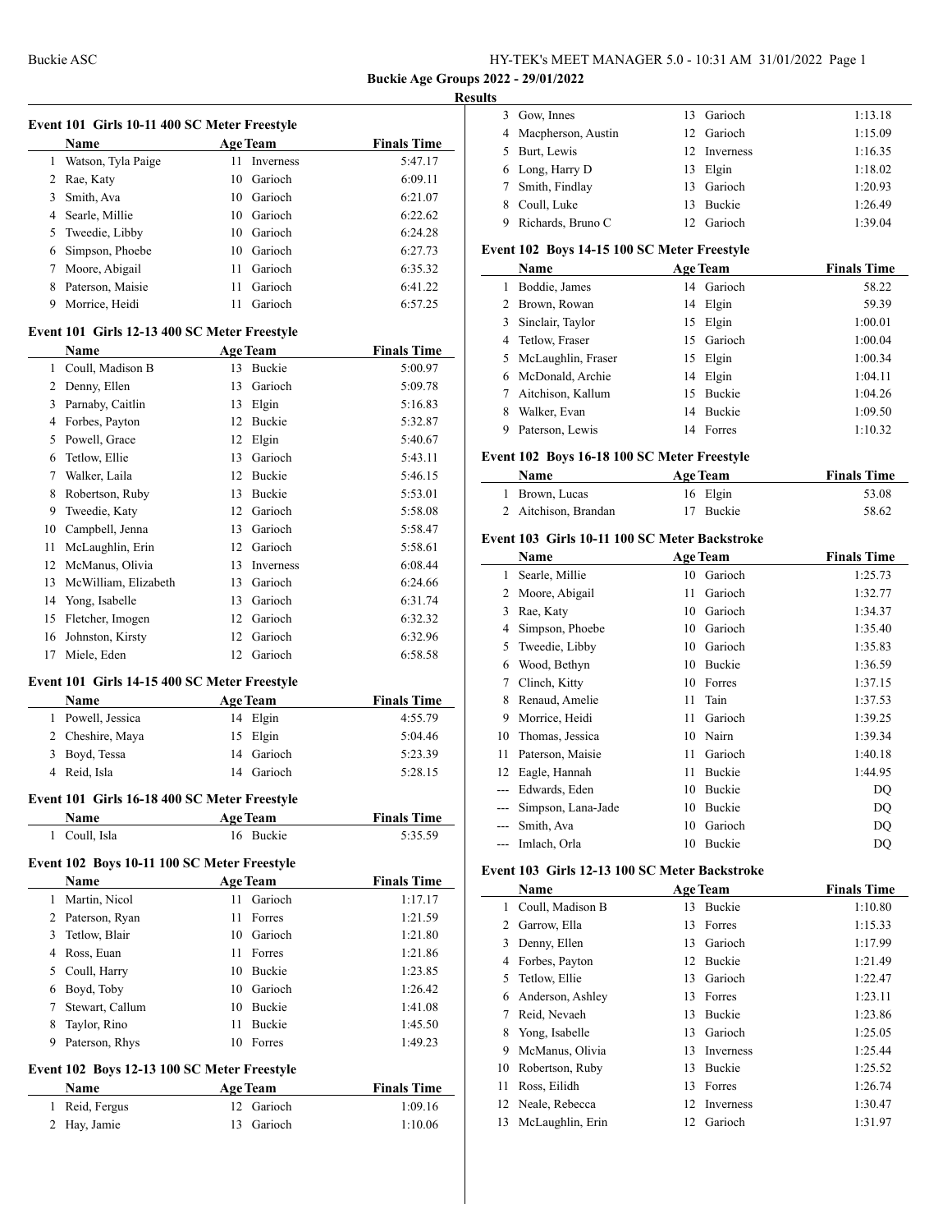**Buckie Age Groups 2022 - 29/01/2022**

**Results**

### Event 101 Girls 10-11 400 SC Meter Freestyle

| | Name | Age | Team | Finals Time |
|---|---|---|---|---|
| 1 | Watson, Tyla Paige | 11 | Inverness | 5:47.17 |
| 2 | Rae, Katy | 10 | Garioch | 6:09.11 |
| 3 | Smith, Ava | 10 | Garioch | 6:21.07 |
| 4 | Searle, Millie | 10 | Garioch | 6:22.62 |
| 5 | Tweedie, Libby | 10 | Garioch | 6:24.28 |
| 6 | Simpson, Phoebe | 10 | Garioch | 6:27.73 |
| 7 | Moore, Abigail | 11 | Garioch | 6:35.32 |
| 8 | Paterson, Maisie | 11 | Garioch | 6:41.22 |
| 9 | Morrice, Heidi | 11 | Garioch | 6:57.25 |

### Event 101 Girls 12-13 400 SC Meter Freestyle

| | Name | Age | Team | Finals Time |
|---|---|---|---|---|
| 1 | Coull, Madison B | 13 | Buckie | 5:00.97 |
| 2 | Denny, Ellen | 13 | Garioch | 5:09.78 |
| 3 | Parnaby, Caitlin | 13 | Elgin | 5:16.83 |
| 4 | Forbes, Payton | 12 | Buckie | 5:32.87 |
| 5 | Powell, Grace | 12 | Elgin | 5:40.67 |
| 6 | Tetlow, Ellie | 13 | Garioch | 5:43.11 |
| 7 | Walker, Laila | 12 | Buckie | 5:46.15 |
| 8 | Robertson, Ruby | 13 | Buckie | 5:53.01 |
| 9 | Tweedie, Katy | 12 | Garioch | 5:58.08 |
| 10 | Campbell, Jenna | 13 | Garioch | 5:58.47 |
| 11 | McLaughlin, Erin | 12 | Garioch | 5:58.61 |
| 12 | McManus, Olivia | 13 | Inverness | 6:08.44 |
| 13 | McWilliam, Elizabeth | 13 | Garioch | 6:24.66 |
| 14 | Yong, Isabelle | 13 | Garioch | 6:31.74 |
| 15 | Fletcher, Imogen | 12 | Garioch | 6:32.32 |
| 16 | Johnston, Kirsty | 12 | Garioch | 6:32.96 |
| 17 | Miele, Eden | 12 | Garioch | 6:58.58 |

### Event 101 Girls 14-15 400 SC Meter Freestyle

| | Name | Age | Team | Finals Time |
|---|---|---|---|---|
| 1 | Powell, Jessica | 14 | Elgin | 4:55.79 |
| 2 | Cheshire, Maya | 15 | Elgin | 5:04.46 |
| 3 | Boyd, Tessa | 14 | Garioch | 5:23.39 |
| 4 | Reid, Isla | 14 | Garioch | 5:28.15 |

### Event 101 Girls 16-18 400 SC Meter Freestyle

| | Name | Age | Team | Finals Time |
|---|---|---|---|---|
| 1 | Coull, Isla | 16 | Buckie | 5:35.59 |

### Event 102 Boys 10-11 100 SC Meter Freestyle

| | Name | Age | Team | Finals Time |
|---|---|---|---|---|
| 1 | Martin, Nicol | 11 | Garioch | 1:17.17 |
| 2 | Paterson, Ryan | 11 | Forres | 1:21.59 |
| 3 | Tetlow, Blair | 10 | Garioch | 1:21.80 |
| 4 | Ross, Euan | 11 | Forres | 1:21.86 |
| 5 | Coull, Harry | 10 | Buckie | 1:23.85 |
| 6 | Boyd, Toby | 10 | Garioch | 1:26.42 |
| 7 | Stewart, Callum | 10 | Buckie | 1:41.08 |
| 8 | Taylor, Rino | 11 | Buckie | 1:45.50 |
| 9 | Paterson, Rhys | 10 | Forres | 1:49.23 |

### Event 102 Boys 12-13 100 SC Meter Freestyle

| | Name | Age | Team | Finals Time |
|---|---|---|---|---|
| 1 | Reid, Fergus | 12 | Garioch | 1:09.16 |
| 2 | Hay, Jamie | 13 | Garioch | 1:10.06 |
| 3 | Gow, Innes | 13 | Garioch | 1:13.18 |
| 4 | Macpherson, Austin | 12 | Garioch | 1:15.09 |
| 5 | Burt, Lewis | 12 | Inverness | 1:16.35 |
| 6 | Long, Harry D | 13 | Elgin | 1:18.02 |
| 7 | Smith, Findlay | 13 | Garioch | 1:20.93 |
| 8 | Coull, Luke | 13 | Buckie | 1:26.49 |
| 9 | Richards, Bruno C | 12 | Garioch | 1:39.04 |

### Event 102 Boys 14-15 100 SC Meter Freestyle

| | Name | Age | Team | Finals Time |
|---|---|---|---|---|
| 1 | Boddie, James | 14 | Garioch | 58.22 |
| 2 | Brown, Rowan | 14 | Elgin | 59.39 |
| 3 | Sinclair, Taylor | 15 | Elgin | 1:00.01 |
| 4 | Tetlow, Fraser | 15 | Garioch | 1:00.04 |
| 5 | McLaughlin, Fraser | 15 | Elgin | 1:00.34 |
| 6 | McDonald, Archie | 14 | Elgin | 1:04.11 |
| 7 | Aitchison, Kallum | 15 | Buckie | 1:04.26 |
| 8 | Walker, Evan | 14 | Buckie | 1:09.50 |
| 9 | Paterson, Lewis | 14 | Forres | 1:10.32 |

### Event 102 Boys 16-18 100 SC Meter Freestyle

| | Name | Age | Team | Finals Time |
|---|---|---|---|---|
| 1 | Brown, Lucas | 16 | Elgin | 53.08 |
| 2 | Aitchison, Brandan | 17 | Buckie | 58.62 |

### Event 103 Girls 10-11 100 SC Meter Backstroke

| | Name | Age | Team | Finals Time |
|---|---|---|---|---|
| 1 | Searle, Millie | 10 | Garioch | 1:25.73 |
| 2 | Moore, Abigail | 11 | Garioch | 1:32.77 |
| 3 | Rae, Katy | 10 | Garioch | 1:34.37 |
| 4 | Simpson, Phoebe | 10 | Garioch | 1:35.40 |
| 5 | Tweedie, Libby | 10 | Garioch | 1:35.83 |
| 6 | Wood, Bethyn | 10 | Buckie | 1:36.59 |
| 7 | Clinch, Kitty | 10 | Forres | 1:37.15 |
| 8 | Renaud, Amelie | 11 | Tain | 1:37.53 |
| 9 | Morrice, Heidi | 11 | Garioch | 1:39.25 |
| 10 | Thomas, Jessica | 10 | Nairn | 1:39.34 |
| 11 | Paterson, Maisie | 11 | Garioch | 1:40.18 |
| 12 | Eagle, Hannah | 11 | Buckie | 1:44.95 |
| --- | Edwards, Eden | 10 | Buckie | DQ |
| --- | Simpson, Lana-Jade | 10 | Buckie | DQ |
| --- | Smith, Ava | 10 | Garioch | DQ |
| --- | Imlach, Orla | 10 | Buckie | DQ |

### Event 103 Girls 12-13 100 SC Meter Backstroke

| | Name | Age | Team | Finals Time |
|---|---|---|---|---|
| 1 | Coull, Madison B | 13 | Buckie | 1:10.80 |
| 2 | Garrow, Ella | 13 | Forres | 1:15.33 |
| 3 | Denny, Ellen | 13 | Garioch | 1:17.99 |
| 4 | Forbes, Payton | 12 | Buckie | 1:21.49 |
| 5 | Tetlow, Ellie | 13 | Garioch | 1:22.47 |
| 6 | Anderson, Ashley | 13 | Forres | 1:23.11 |
| 7 | Reid, Nevaeh | 13 | Buckie | 1:23.86 |
| 8 | Yong, Isabelle | 13 | Garioch | 1:25.05 |
| 9 | McManus, Olivia | 13 | Inverness | 1:25.44 |
| 10 | Robertson, Ruby | 13 | Buckie | 1:25.52 |
| 11 | Ross, Eilidh | 13 | Forres | 1:26.74 |
| 12 | Neale, Rebecca | 12 | Inverness | 1:30.47 |
| 13 | McLaughlin, Erin | 12 | Garioch | 1:31.97 |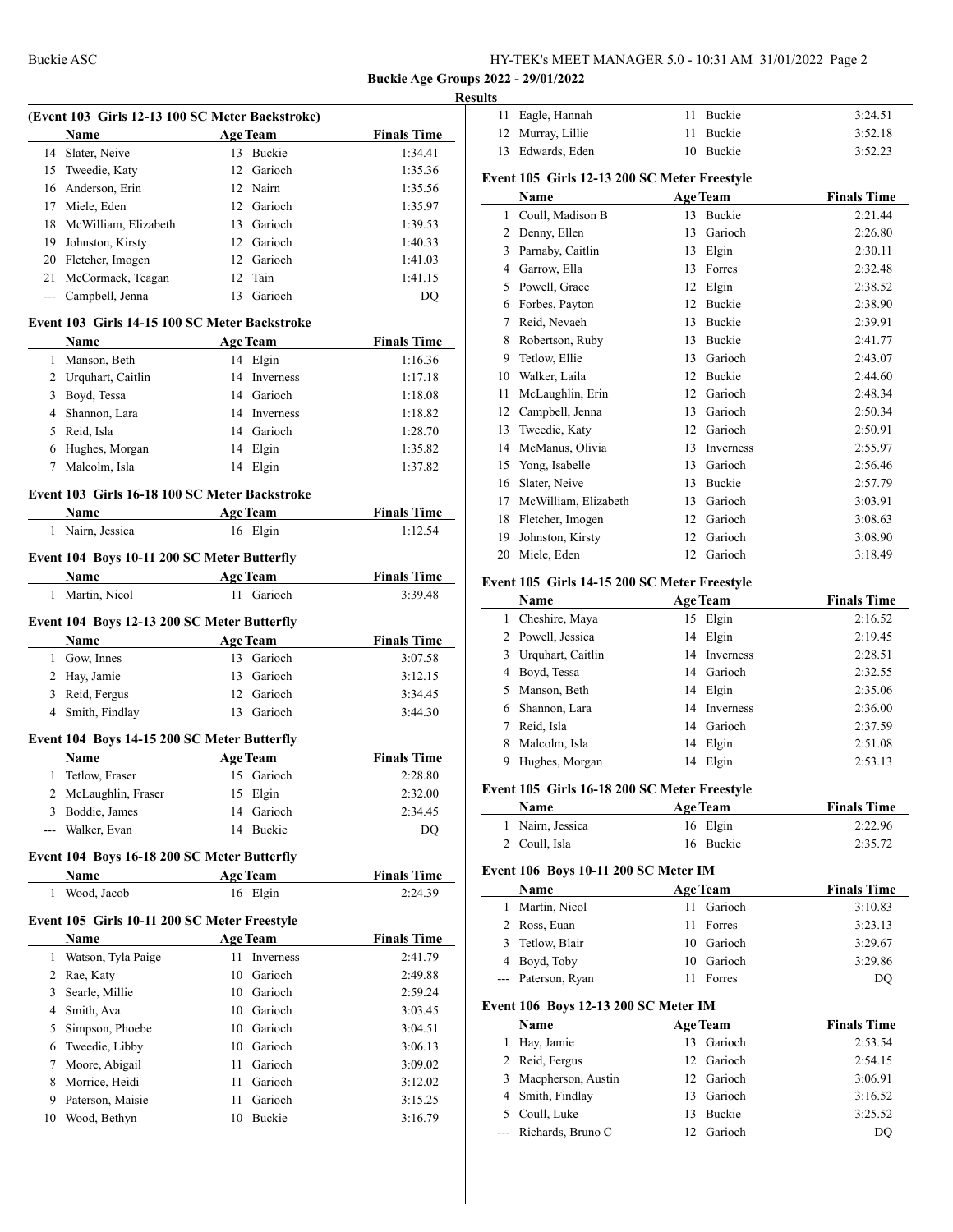## Results

### (Event 103 Girls 12-13 100 SC Meter Backstroke)

| | Name | Age | Team | Finals Time |
|---|---|---|---|---|
| 14 | Slater, Neive | 13 | Buckie | 1:34.41 |
| 15 | Tweedie, Katy | 12 | Garioch | 1:35.36 |
| 16 | Anderson, Erin | 12 | Nairn | 1:35.56 |
| 17 | Miele, Eden | 12 | Garioch | 1:35.97 |
| 18 | McWilliam, Elizabeth | 13 | Garioch | 1:39.53 |
| 19 | Johnston, Kirsty | 12 | Garioch | 1:40.33 |
| 20 | Fletcher, Imogen | 12 | Garioch | 1:41.03 |
| 21 | McCormack, Teagan | 12 | Tain | 1:41.15 |
| --- | Campbell, Jenna | 13 | Garioch | DQ |

### Event 103 Girls 14-15 100 SC Meter Backstroke

| | Name | Age | Team | Finals Time |
|---|---|---|---|---|
| 1 | Manson, Beth | 14 | Elgin | 1:16.36 |
| 2 | Urquhart, Caitlin | 14 | Inverness | 1:17.18 |
| 3 | Boyd, Tessa | 14 | Garioch | 1:18.08 |
| 4 | Shannon, Lara | 14 | Inverness | 1:18.82 |
| 5 | Reid, Isla | 14 | Garioch | 1:28.70 |
| 6 | Hughes, Morgan | 14 | Elgin | 1:35.82 |
| 7 | Malcolm, Isla | 14 | Elgin | 1:37.82 |

### Event 103 Girls 16-18 100 SC Meter Backstroke

| | Name | Age | Team | Finals Time |
|---|---|---|---|---|
| 1 | Nairn, Jessica | 16 | Elgin | 1:12.54 |

### Event 104 Boys 10-11 200 SC Meter Butterfly

| | Name | Age | Team | Finals Time |
|---|---|---|---|---|
| 1 | Martin, Nicol | 11 | Garioch | 3:39.48 |

### Event 104 Boys 12-13 200 SC Meter Butterfly

| | Name | Age | Team | Finals Time |
|---|---|---|---|---|
| 1 | Gow, Innes | 13 | Garioch | 3:07.58 |
| 2 | Hay, Jamie | 13 | Garioch | 3:12.15 |
| 3 | Reid, Fergus | 12 | Garioch | 3:34.45 |
| 4 | Smith, Findlay | 13 | Garioch | 3:44.30 |

### Event 104 Boys 14-15 200 SC Meter Butterfly

| | Name | Age | Team | Finals Time |
|---|---|---|---|---|
| 1 | Tetlow, Fraser | 15 | Garioch | 2:28.80 |
| 2 | McLaughlin, Fraser | 15 | Elgin | 2:32.00 |
| 3 | Boddie, James | 14 | Garioch | 2:34.45 |
| --- | Walker, Evan | 14 | Buckie | DQ |

### Event 104 Boys 16-18 200 SC Meter Butterfly

| | Name | Age | Team | Finals Time |
|---|---|---|---|---|
| 1 | Wood, Jacob | 16 | Elgin | 2:24.39 |

### Event 105 Girls 10-11 200 SC Meter Freestyle

| | Name | Age | Team | Finals Time |
|---|---|---|---|---|
| 1 | Watson, Tyla Paige | 11 | Inverness | 2:41.79 |
| 2 | Rae, Katy | 10 | Garioch | 2:49.88 |
| 3 | Searle, Millie | 10 | Garioch | 2:59.24 |
| 4 | Smith, Ava | 10 | Garioch | 3:03.45 |
| 5 | Simpson, Phoebe | 10 | Garioch | 3:04.51 |
| 6 | Tweedie, Libby | 10 | Garioch | 3:06.13 |
| 7 | Moore, Abigail | 11 | Garioch | 3:09.02 |
| 8 | Morrice, Heidi | 11 | Garioch | 3:12.02 |
| 9 | Paterson, Maisie | 11 | Garioch | 3:15.25 |
| 10 | Wood, Bethyn | 10 | Buckie | 3:16.79 |
| 11 | Eagle, Hannah | 11 | Buckie | 3:24.51 |
| 12 | Murray, Lillie | 11 | Buckie | 3:52.18 |
| 13 | Edwards, Eden | 10 | Buckie | 3:52.23 |

### Event 105 Girls 12-13 200 SC Meter Freestyle

| | Name | Age | Team | Finals Time |
|---|---|---|---|---|
| 1 | Coull, Madison B | 13 | Buckie | 2:21.44 |
| 2 | Denny, Ellen | 13 | Garioch | 2:26.80 |
| 3 | Parnaby, Caitlin | 13 | Elgin | 2:30.11 |
| 4 | Garrow, Ella | 13 | Forres | 2:32.48 |
| 5 | Powell, Grace | 12 | Elgin | 2:38.52 |
| 6 | Forbes, Payton | 12 | Buckie | 2:38.90 |
| 7 | Reid, Nevaeh | 13 | Buckie | 2:39.91 |
| 8 | Robertson, Ruby | 13 | Buckie | 2:41.77 |
| 9 | Tetlow, Ellie | 13 | Garioch | 2:43.07 |
| 10 | Walker, Laila | 12 | Buckie | 2:44.60 |
| 11 | McLaughlin, Erin | 12 | Garioch | 2:48.34 |
| 12 | Campbell, Jenna | 13 | Garioch | 2:50.34 |
| 13 | Tweedie, Katy | 12 | Garioch | 2:50.91 |
| 14 | McManus, Olivia | 13 | Inverness | 2:55.97 |
| 15 | Yong, Isabelle | 13 | Garioch | 2:56.46 |
| 16 | Slater, Neive | 13 | Buckie | 2:57.79 |
| 17 | McWilliam, Elizabeth | 13 | Garioch | 3:03.91 |
| 18 | Fletcher, Imogen | 12 | Garioch | 3:08.63 |
| 19 | Johnston, Kirsty | 12 | Garioch | 3:08.90 |
| 20 | Miele, Eden | 12 | Garioch | 3:18.49 |

### Event 105 Girls 14-15 200 SC Meter Freestyle

| | Name | Age | Team | Finals Time |
|---|---|---|---|---|
| 1 | Cheshire, Maya | 15 | Elgin | 2:16.52 |
| 2 | Powell, Jessica | 14 | Elgin | 2:19.45 |
| 3 | Urquhart, Caitlin | 14 | Inverness | 2:28.51 |
| 4 | Boyd, Tessa | 14 | Garioch | 2:32.55 |
| 5 | Manson, Beth | 14 | Elgin | 2:35.06 |
| 6 | Shannon, Lara | 14 | Inverness | 2:36.00 |
| 7 | Reid, Isla | 14 | Garioch | 2:37.59 |
| 8 | Malcolm, Isla | 14 | Elgin | 2:51.08 |
| 9 | Hughes, Morgan | 14 | Elgin | 2:53.13 |

### Event 105 Girls 16-18 200 SC Meter Freestyle

| | Name | Age | Team | Finals Time |
|---|---|---|---|---|
| 1 | Nairn, Jessica | 16 | Elgin | 2:22.96 |
| 2 | Coull, Isla | 16 | Buckie | 2:35.72 |

### Event 106 Boys 10-11 200 SC Meter IM

| | Name | Age | Team | Finals Time |
|---|---|---|---|---|
| 1 | Martin, Nicol | 11 | Garioch | 3:10.83 |
| 2 | Ross, Euan | 11 | Forres | 3:23.13 |
| 3 | Tetlow, Blair | 10 | Garioch | 3:29.67 |
| 4 | Boyd, Toby | 10 | Garioch | 3:29.86 |
| --- | Paterson, Ryan | 11 | Forres | DQ |

### Event 106 Boys 12-13 200 SC Meter IM

| | Name | Age | Team | Finals Time |
|---|---|---|---|---|
| 1 | Hay, Jamie | 13 | Garioch | 2:53.54 |
| 2 | Reid, Fergus | 12 | Garioch | 2:54.15 |
| 3 | Macpherson, Austin | 12 | Garioch | 3:06.91 |
| 4 | Smith, Findlay | 13 | Garioch | 3:16.52 |
| 5 | Coull, Luke | 13 | Buckie | 3:25.52 |
| --- | Richards, Bruno C | 12 | Garioch | DQ |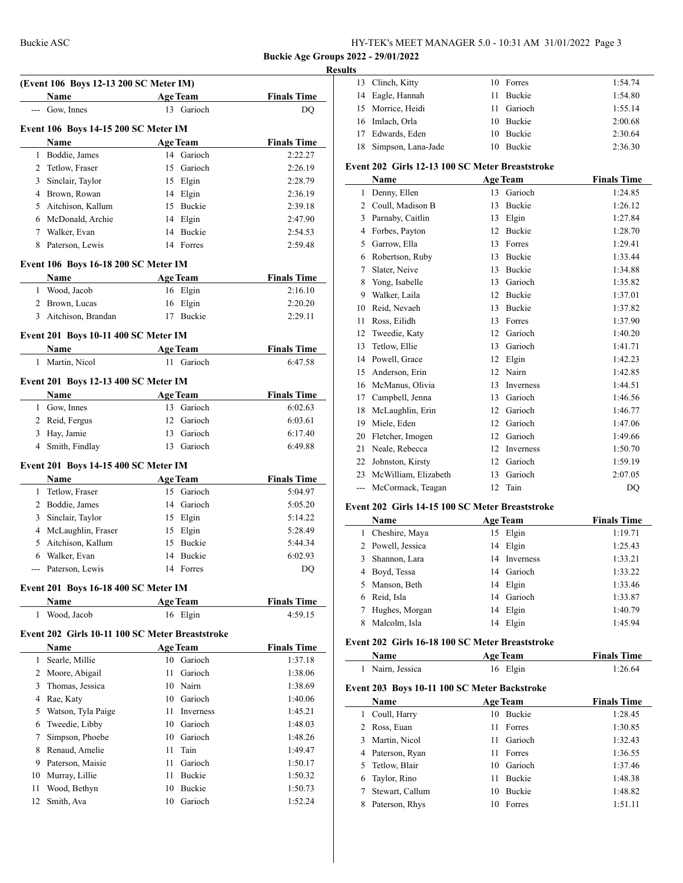## (Event 106 Boys 12-13 200 SC Meter IM)

| | Name | Age | Team | Finals Time |
|---|---|---|---|---|
| --- | Gow, Innes | 13 | Garioch | DQ |

## Event 106 Boys 14-15 200 SC Meter IM

| | Name | Age | Team | Finals Time |
|---|---|---|---|---|
| 1 | Boddie, James | 14 | Garioch | 2:22.27 |
| 2 | Tetlow, Fraser | 15 | Garioch | 2:26.19 |
| 3 | Sinclair, Taylor | 15 | Elgin | 2:28.79 |
| 4 | Brown, Rowan | 14 | Elgin | 2:36.19 |
| 5 | Aitchison, Kallum | 15 | Buckie | 2:39.18 |
| 6 | McDonald, Archie | 14 | Elgin | 2:47.90 |
| 7 | Walker, Evan | 14 | Buckie | 2:54.53 |
| 8 | Paterson, Lewis | 14 | Forres | 2:59.48 |

## Event 106 Boys 16-18 200 SC Meter IM

| | Name | Age | Team | Finals Time |
|---|---|---|---|---|
| 1 | Wood, Jacob | 16 | Elgin | 2:16.10 |
| 2 | Brown, Lucas | 16 | Elgin | 2:20.20 |
| 3 | Aitchison, Brandan | 17 | Buckie | 2:29.11 |

## Event 201 Boys 10-11 400 SC Meter IM

| | Name | Age | Team | Finals Time |
|---|---|---|---|---|
| 1 | Martin, Nicol | 11 | Garioch | 6:47.58 |

## Event 201 Boys 12-13 400 SC Meter IM

| | Name | Age | Team | Finals Time |
|---|---|---|---|---|
| 1 | Gow, Innes | 13 | Garioch | 6:02.63 |
| 2 | Reid, Fergus | 12 | Garioch | 6:03.61 |
| 3 | Hay, Jamie | 13 | Garioch | 6:17.40 |
| 4 | Smith, Findlay | 13 | Garioch | 6:49.88 |

## Event 201 Boys 14-15 400 SC Meter IM

| | Name | Age | Team | Finals Time |
|---|---|---|---|---|
| 1 | Tetlow, Fraser | 15 | Garioch | 5:04.97 |
| 2 | Boddie, James | 14 | Garioch | 5:05.20 |
| 3 | Sinclair, Taylor | 15 | Elgin | 5:14.22 |
| 4 | McLaughlin, Fraser | 15 | Elgin | 5:28.49 |
| 5 | Aitchison, Kallum | 15 | Buckie | 5:44.34 |
| 6 | Walker, Evan | 14 | Buckie | 6:02.93 |
| --- | Paterson, Lewis | 14 | Forres | DQ |

## Event 201 Boys 16-18 400 SC Meter IM

| | Name | Age | Team | Finals Time |
|---|---|---|---|---|
| 1 | Wood, Jacob | 16 | Elgin | 4:59.15 |

## Event 202 Girls 10-11 100 SC Meter Breaststroke

| | Name | Age | Team | Finals Time |
|---|---|---|---|---|
| 1 | Searle, Millie | 10 | Garioch | 1:37.18 |
| 2 | Moore, Abigail | 11 | Garioch | 1:38.06 |
| 3 | Thomas, Jessica | 10 | Nairn | 1:38.69 |
| 4 | Rae, Katy | 10 | Garioch | 1:40.06 |
| 5 | Watson, Tyla Paige | 11 | Inverness | 1:45.21 |
| 6 | Tweedie, Libby | 10 | Garioch | 1:48.03 |
| 7 | Simpson, Phoebe | 10 | Garioch | 1:48.26 |
| 8 | Renaud, Amelie | 11 | Tain | 1:49.47 |
| 9 | Paterson, Maisie | 11 | Garioch | 1:50.17 |
| 10 | Murray, Lillie | 11 | Buckie | 1:50.32 |
| 11 | Wood, Bethyn | 10 | Buckie | 1:50.73 |
| 12 | Smith, Ava | 10 | Garioch | 1:52.24 |
| 13 | Clinch, Kitty | 10 | Forres | 1:54.74 |
| 14 | Eagle, Hannah | 11 | Buckie | 1:54.80 |
| 15 | Morrice, Heidi | 11 | Garioch | 1:55.14 |
| 16 | Imlach, Orla | 10 | Buckie | 2:00.68 |
| 17 | Edwards, Eden | 10 | Buckie | 2:30.64 |
| 18 | Simpson, Lana-Jade | 10 | Buckie | 2:36.30 |

## Event 202 Girls 12-13 100 SC Meter Breaststroke

| | Name | Age | Team | Finals Time |
|---|---|---|---|---|
| 1 | Denny, Ellen | 13 | Garioch | 1:24.85 |
| 2 | Coull, Madison B | 13 | Buckie | 1:26.12 |
| 3 | Parnaby, Caitlin | 13 | Elgin | 1:27.84 |
| 4 | Forbes, Payton | 12 | Buckie | 1:28.70 |
| 5 | Garrow, Ella | 13 | Forres | 1:29.41 |
| 6 | Robertson, Ruby | 13 | Buckie | 1:33.44 |
| 7 | Slater, Neive | 13 | Buckie | 1:34.88 |
| 8 | Yong, Isabelle | 13 | Garioch | 1:35.82 |
| 9 | Walker, Laila | 12 | Buckie | 1:37.01 |
| 10 | Reid, Nevaeh | 13 | Buckie | 1:37.82 |
| 11 | Ross, Eilidh | 13 | Forres | 1:37.90 |
| 12 | Tweedie, Katy | 12 | Garioch | 1:40.20 |
| 13 | Tetlow, Ellie | 13 | Garioch | 1:41.71 |
| 14 | Powell, Grace | 12 | Elgin | 1:42.23 |
| 15 | Anderson, Erin | 12 | Nairn | 1:42.85 |
| 16 | McManus, Olivia | 13 | Inverness | 1:44.51 |
| 17 | Campbell, Jenna | 13 | Garioch | 1:46.56 |
| 18 | McLaughlin, Erin | 12 | Garioch | 1:46.77 |
| 19 | Miele, Eden | 12 | Garioch | 1:47.06 |
| 20 | Fletcher, Imogen | 12 | Garioch | 1:49.66 |
| 21 | Neale, Rebecca | 12 | Inverness | 1:50.70 |
| 22 | Johnston, Kirsty | 12 | Garioch | 1:59.19 |
| 23 | McWilliam, Elizabeth | 13 | Garioch | 2:07.05 |
| --- | McCormack, Teagan | 12 | Tain | DQ |

## Event 202 Girls 14-15 100 SC Meter Breaststroke

| | Name | Age | Team | Finals Time |
|---|---|---|---|---|
| 1 | Cheshire, Maya | 15 | Elgin | 1:19.71 |
| 2 | Powell, Jessica | 14 | Elgin | 1:25.43 |
| 3 | Shannon, Lara | 14 | Inverness | 1:33.21 |
| 4 | Boyd, Tessa | 14 | Garioch | 1:33.22 |
| 5 | Manson, Beth | 14 | Elgin | 1:33.46 |
| 6 | Reid, Isla | 14 | Garioch | 1:33.87 |
| 7 | Hughes, Morgan | 14 | Elgin | 1:40.79 |
| 8 | Malcolm, Isla | 14 | Elgin | 1:45.94 |

## Event 202 Girls 16-18 100 SC Meter Breaststroke

| | Name | Age | Team | Finals Time |
|---|---|---|---|---|
| 1 | Nairn, Jessica | 16 | Elgin | 1:26.64 |

## Event 203 Boys 10-11 100 SC Meter Backstroke

| | Name | Age | Team | Finals Time |
|---|---|---|---|---|
| 1 | Coull, Harry | 10 | Buckie | 1:28.45 |
| 2 | Ross, Euan | 11 | Forres | 1:30.85 |
| 3 | Martin, Nicol | 11 | Garioch | 1:32.43 |
| 4 | Paterson, Ryan | 11 | Forres | 1:36.55 |
| 5 | Tetlow, Blair | 10 | Garioch | 1:37.46 |
| 6 | Taylor, Rino | 11 | Buckie | 1:48.38 |
| 7 | Stewart, Callum | 10 | Buckie | 1:48.82 |
| 8 | Paterson, Rhys | 10 | Forres | 1:51.11 |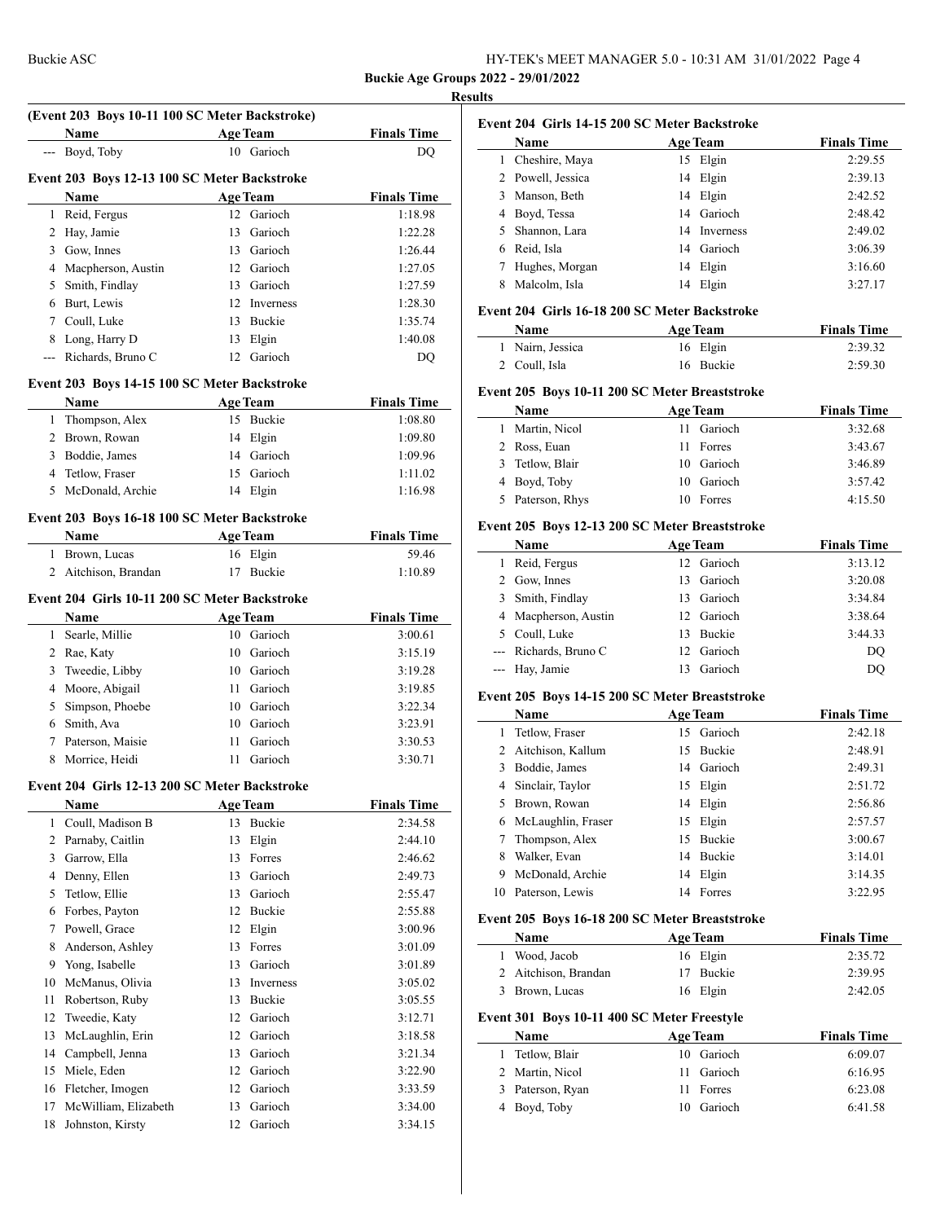## Results

### (Event 203 Boys 10-11 100 SC Meter Backstroke)

| | Name | Age | Team | Finals Time |
|---|---|---|---|---|
| --- | Boyd, Toby | 10 | Garioch | DQ |

### Event 203 Boys 12-13 100 SC Meter Backstroke

| | Name | Age | Team | Finals Time |
|---|---|---|---|---|
| 1 | Reid, Fergus | 12 | Garioch | 1:18.98 |
| 2 | Hay, Jamie | 13 | Garioch | 1:22.28 |
| 3 | Gow, Innes | 13 | Garioch | 1:26.44 |
| 4 | Macpherson, Austin | 12 | Garioch | 1:27.05 |
| 5 | Smith, Findlay | 13 | Garioch | 1:27.59 |
| 6 | Burt, Lewis | 12 | Inverness | 1:28.30 |
| 7 | Coull, Luke | 13 | Buckie | 1:35.74 |
| 8 | Long, Harry D | 13 | Elgin | 1:40.08 |
| --- | Richards, Bruno C | 12 | Garioch | DQ |

### Event 203 Boys 14-15 100 SC Meter Backstroke

| | Name | Age | Team | Finals Time |
|---|---|---|---|---|
| 1 | Thompson, Alex | 15 | Buckie | 1:08.80 |
| 2 | Brown, Rowan | 14 | Elgin | 1:09.80 |
| 3 | Boddie, James | 14 | Garioch | 1:09.96 |
| 4 | Tetlow, Fraser | 15 | Garioch | 1:11.02 |
| 5 | McDonald, Archie | 14 | Elgin | 1:16.98 |

### Event 203 Boys 16-18 100 SC Meter Backstroke

| | Name | Age | Team | Finals Time |
|---|---|---|---|---|
| 1 | Brown, Lucas | 16 | Elgin | 59.46 |
| 2 | Aitchison, Brandan | 17 | Buckie | 1:10.89 |

### Event 204 Girls 10-11 200 SC Meter Backstroke

| | Name | Age | Team | Finals Time |
|---|---|---|---|---|
| 1 | Searle, Millie | 10 | Garioch | 3:00.61 |
| 2 | Rae, Katy | 10 | Garioch | 3:15.19 |
| 3 | Tweedie, Libby | 10 | Garioch | 3:19.28 |
| 4 | Moore, Abigail | 11 | Garioch | 3:19.85 |
| 5 | Simpson, Phoebe | 10 | Garioch | 3:22.34 |
| 6 | Smith, Ava | 10 | Garioch | 3:23.91 |
| 7 | Paterson, Maisie | 11 | Garioch | 3:30.53 |
| 8 | Morrice, Heidi | 11 | Garioch | 3:30.71 |

### Event 204 Girls 12-13 200 SC Meter Backstroke

| | Name | Age | Team | Finals Time |
|---|---|---|---|---|
| 1 | Coull, Madison B | 13 | Buckie | 2:34.58 |
| 2 | Parnaby, Caitlin | 13 | Elgin | 2:44.10 |
| 3 | Garrow, Ella | 13 | Forres | 2:46.62 |
| 4 | Denny, Ellen | 13 | Garioch | 2:49.73 |
| 5 | Tetlow, Ellie | 13 | Garioch | 2:55.47 |
| 6 | Forbes, Payton | 12 | Buckie | 2:55.88 |
| 7 | Powell, Grace | 12 | Elgin | 3:00.96 |
| 8 | Anderson, Ashley | 13 | Forres | 3:01.09 |
| 9 | Yong, Isabelle | 13 | Garioch | 3:01.89 |
| 10 | McManus, Olivia | 13 | Inverness | 3:05.02 |
| 11 | Robertson, Ruby | 13 | Buckie | 3:05.55 |
| 12 | Tweedie, Katy | 12 | Garioch | 3:12.71 |
| 13 | McLaughlin, Erin | 12 | Garioch | 3:18.58 |
| 14 | Campbell, Jenna | 13 | Garioch | 3:21.34 |
| 15 | Miele, Eden | 12 | Garioch | 3:22.90 |
| 16 | Fletcher, Imogen | 12 | Garioch | 3:33.59 |
| 17 | McWilliam, Elizabeth | 13 | Garioch | 3:34.00 |
| 18 | Johnston, Kirsty | 12 | Garioch | 3:34.15 |

### Event 204 Girls 14-15 200 SC Meter Backstroke

| | Name | Age | Team | Finals Time |
|---|---|---|---|---|
| 1 | Cheshire, Maya | 15 | Elgin | 2:29.55 |
| 2 | Powell, Jessica | 14 | Elgin | 2:39.13 |
| 3 | Manson, Beth | 14 | Elgin | 2:42.52 |
| 4 | Boyd, Tessa | 14 | Garioch | 2:48.42 |
| 5 | Shannon, Lara | 14 | Inverness | 2:49.02 |
| 6 | Reid, Isla | 14 | Garioch | 3:06.39 |
| 7 | Hughes, Morgan | 14 | Elgin | 3:16.60 |
| 8 | Malcolm, Isla | 14 | Elgin | 3:27.17 |

### Event 204 Girls 16-18 200 SC Meter Backstroke

| | Name | Age | Team | Finals Time |
|---|---|---|---|---|
| 1 | Nairn, Jessica | 16 | Elgin | 2:39.32 |
| 2 | Coull, Isla | 16 | Buckie | 2:59.30 |

### Event 205 Boys 10-11 200 SC Meter Breaststroke

| | Name | Age | Team | Finals Time |
|---|---|---|---|---|
| 1 | Martin, Nicol | 11 | Garioch | 3:32.68 |
| 2 | Ross, Euan | 11 | Forres | 3:43.67 |
| 3 | Tetlow, Blair | 10 | Garioch | 3:46.89 |
| 4 | Boyd, Toby | 10 | Garioch | 3:57.42 |
| 5 | Paterson, Rhys | 10 | Forres | 4:15.50 |

### Event 205 Boys 12-13 200 SC Meter Breaststroke

| | Name | Age | Team | Finals Time |
|---|---|---|---|---|
| 1 | Reid, Fergus | 12 | Garioch | 3:13.12 |
| 2 | Gow, Innes | 13 | Garioch | 3:20.08 |
| 3 | Smith, Findlay | 13 | Garioch | 3:34.84 |
| 4 | Macpherson, Austin | 12 | Garioch | 3:38.64 |
| 5 | Coull, Luke | 13 | Buckie | 3:44.33 |
| --- | Richards, Bruno C | 12 | Garioch | DQ |
| --- | Hay, Jamie | 13 | Garioch | DQ |

### Event 205 Boys 14-15 200 SC Meter Breaststroke

| | Name | Age | Team | Finals Time |
|---|---|---|---|---|
| 1 | Tetlow, Fraser | 15 | Garioch | 2:42.18 |
| 2 | Aitchison, Kallum | 15 | Buckie | 2:48.91 |
| 3 | Boddie, James | 14 | Garioch | 2:49.31 |
| 4 | Sinclair, Taylor | 15 | Elgin | 2:51.72 |
| 5 | Brown, Rowan | 14 | Elgin | 2:56.86 |
| 6 | McLaughlin, Fraser | 15 | Elgin | 2:57.57 |
| 7 | Thompson, Alex | 15 | Buckie | 3:00.67 |
| 8 | Walker, Evan | 14 | Buckie | 3:14.01 |
| 9 | McDonald, Archie | 14 | Elgin | 3:14.35 |
| 10 | Paterson, Lewis | 14 | Forres | 3:22.95 |

### Event 205 Boys 16-18 200 SC Meter Breaststroke

| | Name | Age | Team | Finals Time |
|---|---|---|---|---|
| 1 | Wood, Jacob | 16 | Elgin | 2:35.72 |
| 2 | Aitchison, Brandan | 17 | Buckie | 2:39.95 |
| 3 | Brown, Lucas | 16 | Elgin | 2:42.05 |

### Event 301 Boys 10-11 400 SC Meter Freestyle

| | Name | Age | Team | Finals Time |
|---|---|---|---|---|
| 1 | Tetlow, Blair | 10 | Garioch | 6:09.07 |
| 2 | Martin, Nicol | 11 | Garioch | 6:16.95 |
| 3 | Paterson, Ryan | 11 | Forres | 6:23.08 |
| 4 | Boyd, Toby | 10 | Garioch | 6:41.58 |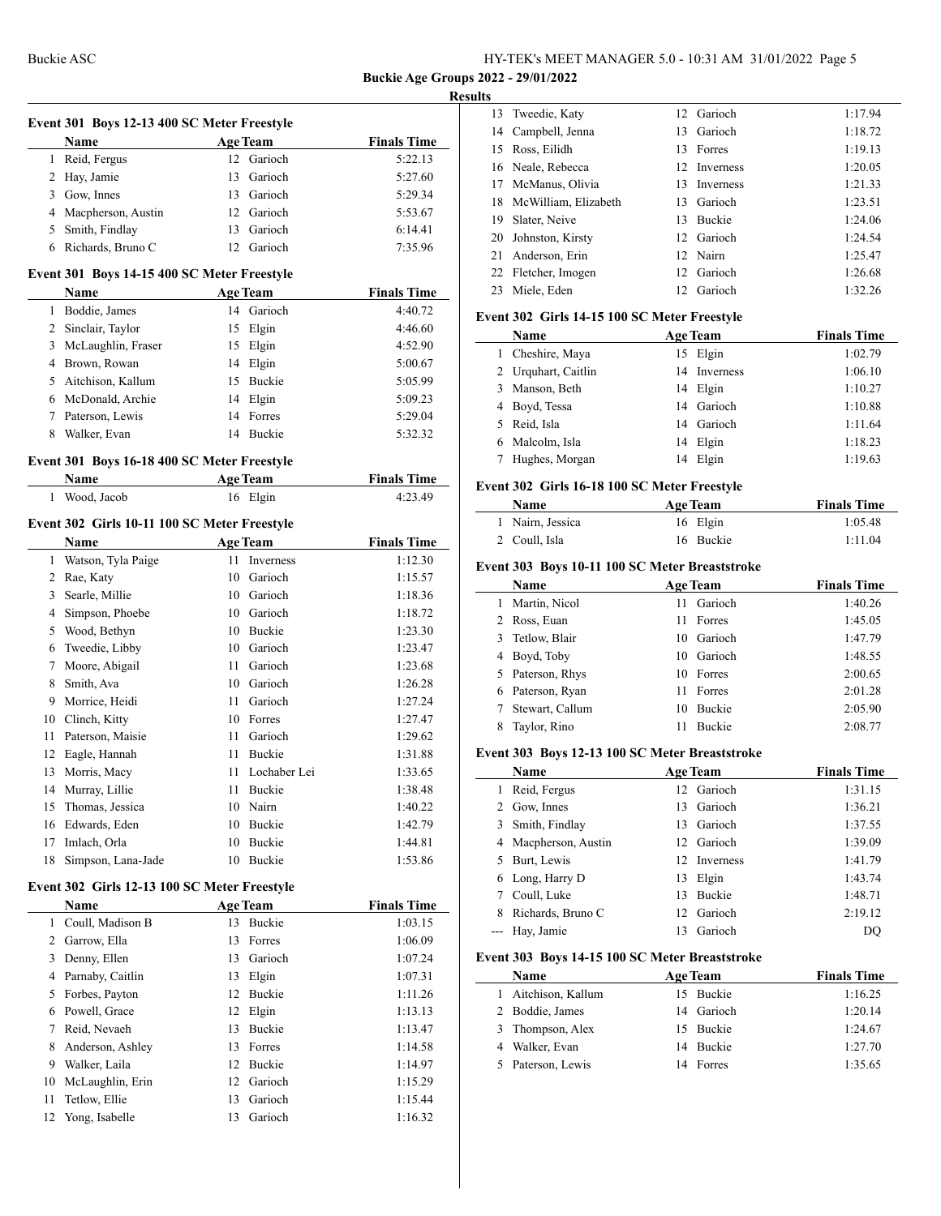**Buckie Age Groups 2022 - 29/01/2022**

**Results**

### Event 301 Boys 12-13 400 SC Meter Freestyle

| | Name | Age | Team | Finals Time |
|---|---|---|---|---|
| 1 | Reid, Fergus | 12 | Garioch | 5:22.13 |
| 2 | Hay, Jamie | 13 | Garioch | 5:27.60 |
| 3 | Gow, Innes | 13 | Garioch | 5:29.34 |
| 4 | Macpherson, Austin | 12 | Garioch | 5:53.67 |
| 5 | Smith, Findlay | 13 | Garioch | 6:14.41 |
| 6 | Richards, Bruno C | 12 | Garioch | 7:35.96 |

### Event 301 Boys 14-15 400 SC Meter Freestyle

| | Name | Age | Team | Finals Time |
|---|---|---|---|---|
| 1 | Boddie, James | 14 | Garioch | 4:40.72 |
| 2 | Sinclair, Taylor | 15 | Elgin | 4:46.60 |
| 3 | McLaughlin, Fraser | 15 | Elgin | 4:52.90 |
| 4 | Brown, Rowan | 14 | Elgin | 5:00.67 |
| 5 | Aitchison, Kallum | 15 | Buckie | 5:05.99 |
| 6 | McDonald, Archie | 14 | Elgin | 5:09.23 |
| 7 | Paterson, Lewis | 14 | Forres | 5:29.04 |
| 8 | Walker, Evan | 14 | Buckie | 5:32.32 |

### Event 301 Boys 16-18 400 SC Meter Freestyle

| | Name | Age | Team | Finals Time |
|---|---|---|---|---|
| 1 | Wood, Jacob | 16 | Elgin | 4:23.49 |

### Event 302 Girls 10-11 100 SC Meter Freestyle

| | Name | Age | Team | Finals Time |
|---|---|---|---|---|
| 1 | Watson, Tyla Paige | 11 | Inverness | 1:12.30 |
| 2 | Rae, Katy | 10 | Garioch | 1:15.57 |
| 3 | Searle, Millie | 10 | Garioch | 1:18.36 |
| 4 | Simpson, Phoebe | 10 | Garioch | 1:18.72 |
| 5 | Wood, Bethyn | 10 | Buckie | 1:23.30 |
| 6 | Tweedie, Libby | 10 | Garioch | 1:23.47 |
| 7 | Moore, Abigail | 11 | Garioch | 1:23.68 |
| 8 | Smith, Ava | 10 | Garioch | 1:26.28 |
| 9 | Morrice, Heidi | 11 | Garioch | 1:27.24 |
| 10 | Clinch, Kitty | 10 | Forres | 1:27.47 |
| 11 | Paterson, Maisie | 11 | Garioch | 1:29.62 |
| 12 | Eagle, Hannah | 11 | Buckie | 1:31.88 |
| 13 | Morris, Macy | 11 | Lochaber Lei | 1:33.65 |
| 14 | Murray, Lillie | 11 | Buckie | 1:38.48 |
| 15 | Thomas, Jessica | 10 | Nairn | 1:40.22 |
| 16 | Edwards, Eden | 10 | Buckie | 1:42.79 |
| 17 | Imlach, Orla | 10 | Buckie | 1:44.81 |
| 18 | Simpson, Lana-Jade | 10 | Buckie | 1:53.86 |

### Event 302 Girls 12-13 100 SC Meter Freestyle

| | Name | Age | Team | Finals Time |
|---|---|---|---|---|
| 1 | Coull, Madison B | 13 | Buckie | 1:03.15 |
| 2 | Garrow, Ella | 13 | Forres | 1:06.09 |
| 3 | Denny, Ellen | 13 | Garioch | 1:07.24 |
| 4 | Parnaby, Caitlin | 13 | Elgin | 1:07.31 |
| 5 | Forbes, Payton | 12 | Buckie | 1:11.26 |
| 6 | Powell, Grace | 12 | Elgin | 1:13.13 |
| 7 | Reid, Nevaeh | 13 | Buckie | 1:13.47 |
| 8 | Anderson, Ashley | 13 | Forres | 1:14.58 |
| 9 | Walker, Laila | 12 | Buckie | 1:14.97 |
| 10 | McLaughlin, Erin | 12 | Garioch | 1:15.29 |
| 11 | Tetlow, Ellie | 13 | Garioch | 1:15.44 |
| 12 | Yong, Isabelle | 13 | Garioch | 1:16.32 |
| 13 | Tweedie, Katy | 12 | Garioch | 1:17.94 |
| 14 | Campbell, Jenna | 13 | Garioch | 1:18.72 |
| 15 | Ross, Eilidh | 13 | Forres | 1:19.13 |
| 16 | Neale, Rebecca | 12 | Inverness | 1:20.05 |
| 17 | McManus, Olivia | 13 | Inverness | 1:21.33 |
| 18 | McWilliam, Elizabeth | 13 | Garioch | 1:23.51 |
| 19 | Slater, Neive | 13 | Buckie | 1:24.06 |
| 20 | Johnston, Kirsty | 12 | Garioch | 1:24.54 |
| 21 | Anderson, Erin | 12 | Nairn | 1:25.47 |
| 22 | Fletcher, Imogen | 12 | Garioch | 1:26.68 |
| 23 | Miele, Eden | 12 | Garioch | 1:32.26 |

### Event 302 Girls 14-15 100 SC Meter Freestyle

| | Name | Age | Team | Finals Time |
|---|---|---|---|---|
| 1 | Cheshire, Maya | 15 | Elgin | 1:02.79 |
| 2 | Urquhart, Caitlin | 14 | Inverness | 1:06.10 |
| 3 | Manson, Beth | 14 | Elgin | 1:10.27 |
| 4 | Boyd, Tessa | 14 | Garioch | 1:10.88 |
| 5 | Reid, Isla | 14 | Garioch | 1:11.64 |
| 6 | Malcolm, Isla | 14 | Elgin | 1:18.23 |
| 7 | Hughes, Morgan | 14 | Elgin | 1:19.63 |

### Event 302 Girls 16-18 100 SC Meter Freestyle

| | Name | Age | Team | Finals Time |
|---|---|---|---|---|
| 1 | Nairn, Jessica | 16 | Elgin | 1:05.48 |
| 2 | Coull, Isla | 16 | Buckie | 1:11.04 |

### Event 303 Boys 10-11 100 SC Meter Breaststroke

| | Name | Age | Team | Finals Time |
|---|---|---|---|---|
| 1 | Martin, Nicol | 11 | Garioch | 1:40.26 |
| 2 | Ross, Euan | 11 | Forres | 1:45.05 |
| 3 | Tetlow, Blair | 10 | Garioch | 1:47.79 |
| 4 | Boyd, Toby | 10 | Garioch | 1:48.55 |
| 5 | Paterson, Rhys | 10 | Forres | 2:00.65 |
| 6 | Paterson, Ryan | 11 | Forres | 2:01.28 |
| 7 | Stewart, Callum | 10 | Buckie | 2:05.90 |
| 8 | Taylor, Rino | 11 | Buckie | 2:08.77 |

### Event 303 Boys 12-13 100 SC Meter Breaststroke

| | Name | Age | Team | Finals Time |
|---|---|---|---|---|
| 1 | Reid, Fergus | 12 | Garioch | 1:31.15 |
| 2 | Gow, Innes | 13 | Garioch | 1:36.21 |
| 3 | Smith, Findlay | 13 | Garioch | 1:37.55 |
| 4 | Macpherson, Austin | 12 | Garioch | 1:39.09 |
| 5 | Burt, Lewis | 12 | Inverness | 1:41.79 |
| 6 | Long, Harry D | 13 | Elgin | 1:43.74 |
| 7 | Coull, Luke | 13 | Buckie | 1:48.71 |
| 8 | Richards, Bruno C | 12 | Garioch | 2:19.12 |
| --- | Hay, Jamie | 13 | Garioch | DQ |

### Event 303 Boys 14-15 100 SC Meter Breaststroke

| | Name | Age | Team | Finals Time |
|---|---|---|---|---|
| 1 | Aitchison, Kallum | 15 | Buckie | 1:16.25 |
| 2 | Boddie, James | 14 | Garioch | 1:20.14 |
| 3 | Thompson, Alex | 15 | Buckie | 1:24.67 |
| 4 | Walker, Evan | 14 | Buckie | 1:27.70 |
| 5 | Paterson, Lewis | 14 | Forres | 1:35.65 |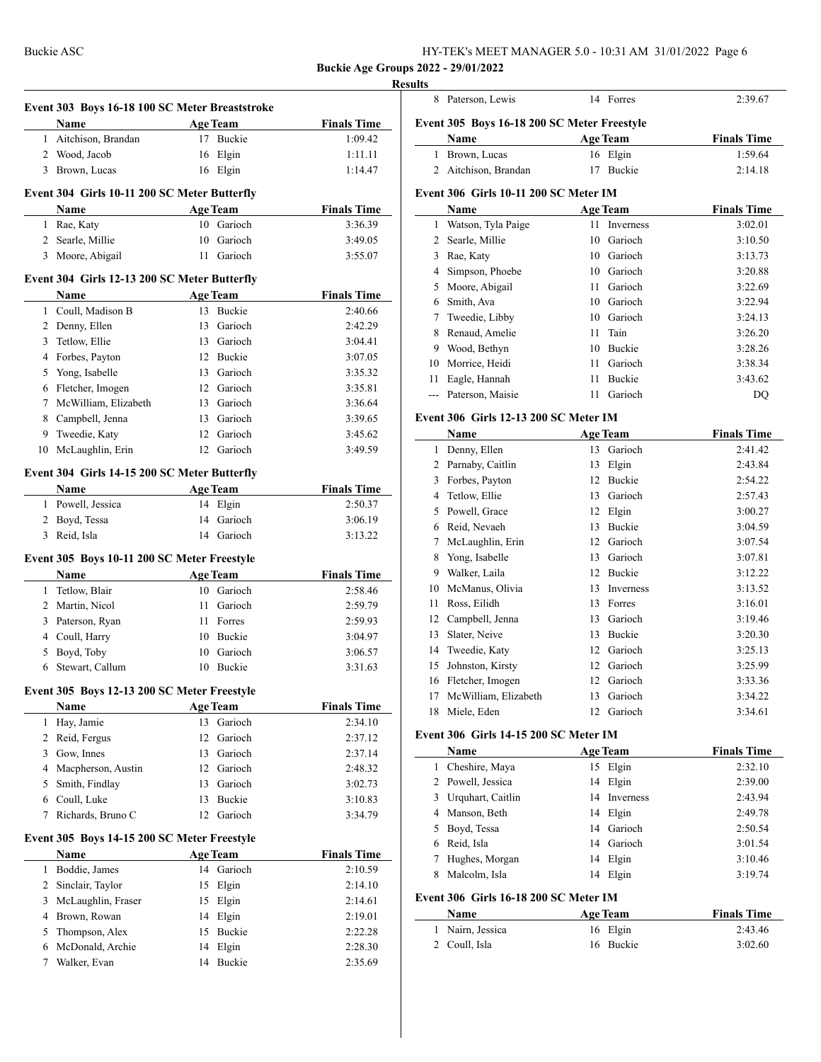## Results

### Event 303 Boys 16-18 100 SC Meter Breaststroke

| | Name | Age | Team | Finals Time |
|---|---|---|---|---|
| 1 | Aitchison, Brandan | 17 | Buckie | 1:09.42 |
| 2 | Wood, Jacob | 16 | Elgin | 1:11.11 |
| 3 | Brown, Lucas | 16 | Elgin | 1:14.47 |

### Event 304 Girls 10-11 200 SC Meter Butterfly

| | Name | Age | Team | Finals Time |
|---|---|---|---|---|
| 1 | Rae, Katy | 10 | Garioch | 3:36.39 |
| 2 | Searle, Millie | 10 | Garioch | 3:49.05 |
| 3 | Moore, Abigail | 11 | Garioch | 3:55.07 |

### Event 304 Girls 12-13 200 SC Meter Butterfly

| | Name | Age | Team | Finals Time |
|---|---|---|---|---|
| 1 | Coull, Madison B | 13 | Buckie | 2:40.66 |
| 2 | Denny, Ellen | 13 | Garioch | 2:42.29 |
| 3 | Tetlow, Ellie | 13 | Garioch | 3:04.41 |
| 4 | Forbes, Payton | 12 | Buckie | 3:07.05 |
| 5 | Yong, Isabelle | 13 | Garioch | 3:35.32 |
| 6 | Fletcher, Imogen | 12 | Garioch | 3:35.81 |
| 7 | McWilliam, Elizabeth | 13 | Garioch | 3:36.64 |
| 8 | Campbell, Jenna | 13 | Garioch | 3:39.65 |
| 9 | Tweedie, Katy | 12 | Garioch | 3:45.62 |
| 10 | McLaughlin, Erin | 12 | Garioch | 3:49.59 |

### Event 304 Girls 14-15 200 SC Meter Butterfly

| | Name | Age | Team | Finals Time |
|---|---|---|---|---|
| 1 | Powell, Jessica | 14 | Elgin | 2:50.37 |
| 2 | Boyd, Tessa | 14 | Garioch | 3:06.19 |
| 3 | Reid, Isla | 14 | Garioch | 3:13.22 |

### Event 305 Boys 10-11 200 SC Meter Freestyle

| | Name | Age | Team | Finals Time |
|---|---|---|---|---|
| 1 | Tetlow, Blair | 10 | Garioch | 2:58.46 |
| 2 | Martin, Nicol | 11 | Garioch | 2:59.79 |
| 3 | Paterson, Ryan | 11 | Forres | 2:59.93 |
| 4 | Coull, Harry | 10 | Buckie | 3:04.97 |
| 5 | Boyd, Toby | 10 | Garioch | 3:06.57 |
| 6 | Stewart, Callum | 10 | Buckie | 3:31.63 |

### Event 305 Boys 12-13 200 SC Meter Freestyle

| | Name | Age | Team | Finals Time |
|---|---|---|---|---|
| 1 | Hay, Jamie | 13 | Garioch | 2:34.10 |
| 2 | Reid, Fergus | 12 | Garioch | 2:37.12 |
| 3 | Gow, Innes | 13 | Garioch | 2:37.14 |
| 4 | Macpherson, Austin | 12 | Garioch | 2:48.32 |
| 5 | Smith, Findlay | 13 | Garioch | 3:02.73 |
| 6 | Coull, Luke | 13 | Buckie | 3:10.83 |
| 7 | Richards, Bruno C | 12 | Garioch | 3:34.79 |

### Event 305 Boys 14-15 200 SC Meter Freestyle

| | Name | Age | Team | Finals Time |
|---|---|---|---|---|
| 1 | Boddie, James | 14 | Garioch | 2:10.59 |
| 2 | Sinclair, Taylor | 15 | Elgin | 2:14.10 |
| 3 | McLaughlin, Fraser | 15 | Elgin | 2:14.61 |
| 4 | Brown, Rowan | 14 | Elgin | 2:19.01 |
| 5 | Thompson, Alex | 15 | Buckie | 2:22.28 |
| 6 | McDonald, Archie | 14 | Elgin | 2:28.30 |
| 7 | Walker, Evan | 14 | Buckie | 2:35.69 |
| 8 | Paterson, Lewis | 14 | Forres | 2:39.67 |

### Event 305 Boys 16-18 200 SC Meter Freestyle

| | Name | Age | Team | Finals Time |
|---|---|---|---|---|
| 1 | Brown, Lucas | 16 | Elgin | 1:59.64 |
| 2 | Aitchison, Brandan | 17 | Buckie | 2:14.18 |

### Event 306 Girls 10-11 200 SC Meter IM

| | Name | Age | Team | Finals Time |
|---|---|---|---|---|
| 1 | Watson, Tyla Paige | 11 | Inverness | 3:02.01 |
| 2 | Searle, Millie | 10 | Garioch | 3:10.50 |
| 3 | Rae, Katy | 10 | Garioch | 3:13.73 |
| 4 | Simpson, Phoebe | 10 | Garioch | 3:20.88 |
| 5 | Moore, Abigail | 11 | Garioch | 3:22.69 |
| 6 | Smith, Ava | 10 | Garioch | 3:22.94 |
| 7 | Tweedie, Libby | 10 | Garioch | 3:24.13 |
| 8 | Renaud, Amelie | 11 | Tain | 3:26.20 |
| 9 | Wood, Bethyn | 10 | Buckie | 3:28.26 |
| 10 | Morrice, Heidi | 11 | Garioch | 3:38.34 |
| 11 | Eagle, Hannah | 11 | Buckie | 3:43.62 |
| --- | Paterson, Maisie | 11 | Garioch | DQ |

### Event 306 Girls 12-13 200 SC Meter IM

| | Name | Age | Team | Finals Time |
|---|---|---|---|---|
| 1 | Denny, Ellen | 13 | Garioch | 2:41.42 |
| 2 | Parnaby, Caitlin | 13 | Elgin | 2:43.84 |
| 3 | Forbes, Payton | 12 | Buckie | 2:54.22 |
| 4 | Tetlow, Ellie | 13 | Garioch | 2:57.43 |
| 5 | Powell, Grace | 12 | Elgin | 3:00.27 |
| 6 | Reid, Nevaeh | 13 | Buckie | 3:04.59 |
| 7 | McLaughlin, Erin | 12 | Garioch | 3:07.54 |
| 8 | Yong, Isabelle | 13 | Garioch | 3:07.81 |
| 9 | Walker, Laila | 12 | Buckie | 3:12.22 |
| 10 | McManus, Olivia | 13 | Inverness | 3:13.52 |
| 11 | Ross, Eilidh | 13 | Forres | 3:16.01 |
| 12 | Campbell, Jenna | 13 | Garioch | 3:19.46 |
| 13 | Slater, Neive | 13 | Buckie | 3:20.30 |
| 14 | Tweedie, Katy | 12 | Garioch | 3:25.13 |
| 15 | Johnston, Kirsty | 12 | Garioch | 3:25.99 |
| 16 | Fletcher, Imogen | 12 | Garioch | 3:33.36 |
| 17 | McWilliam, Elizabeth | 13 | Garioch | 3:34.22 |
| 18 | Miele, Eden | 12 | Garioch | 3:34.61 |

### Event 306 Girls 14-15 200 SC Meter IM

| | Name | Age | Team | Finals Time |
|---|---|---|---|---|
| 1 | Cheshire, Maya | 15 | Elgin | 2:32.10 |
| 2 | Powell, Jessica | 14 | Elgin | 2:39.00 |
| 3 | Urquhart, Caitlin | 14 | Inverness | 2:43.94 |
| 4 | Manson, Beth | 14 | Elgin | 2:49.78 |
| 5 | Boyd, Tessa | 14 | Garioch | 2:50.54 |
| 6 | Reid, Isla | 14 | Garioch | 3:01.54 |
| 7 | Hughes, Morgan | 14 | Elgin | 3:10.46 |
| 8 | Malcolm, Isla | 14 | Elgin | 3:19.74 |

### Event 306 Girls 16-18 200 SC Meter IM

| | Name | Age | Team | Finals Time |
|---|---|---|---|---|
| 1 | Nairn, Jessica | 16 | Elgin | 2:43.46 |
| 2 | Coull, Isla | 16 | Buckie | 3:02.60 |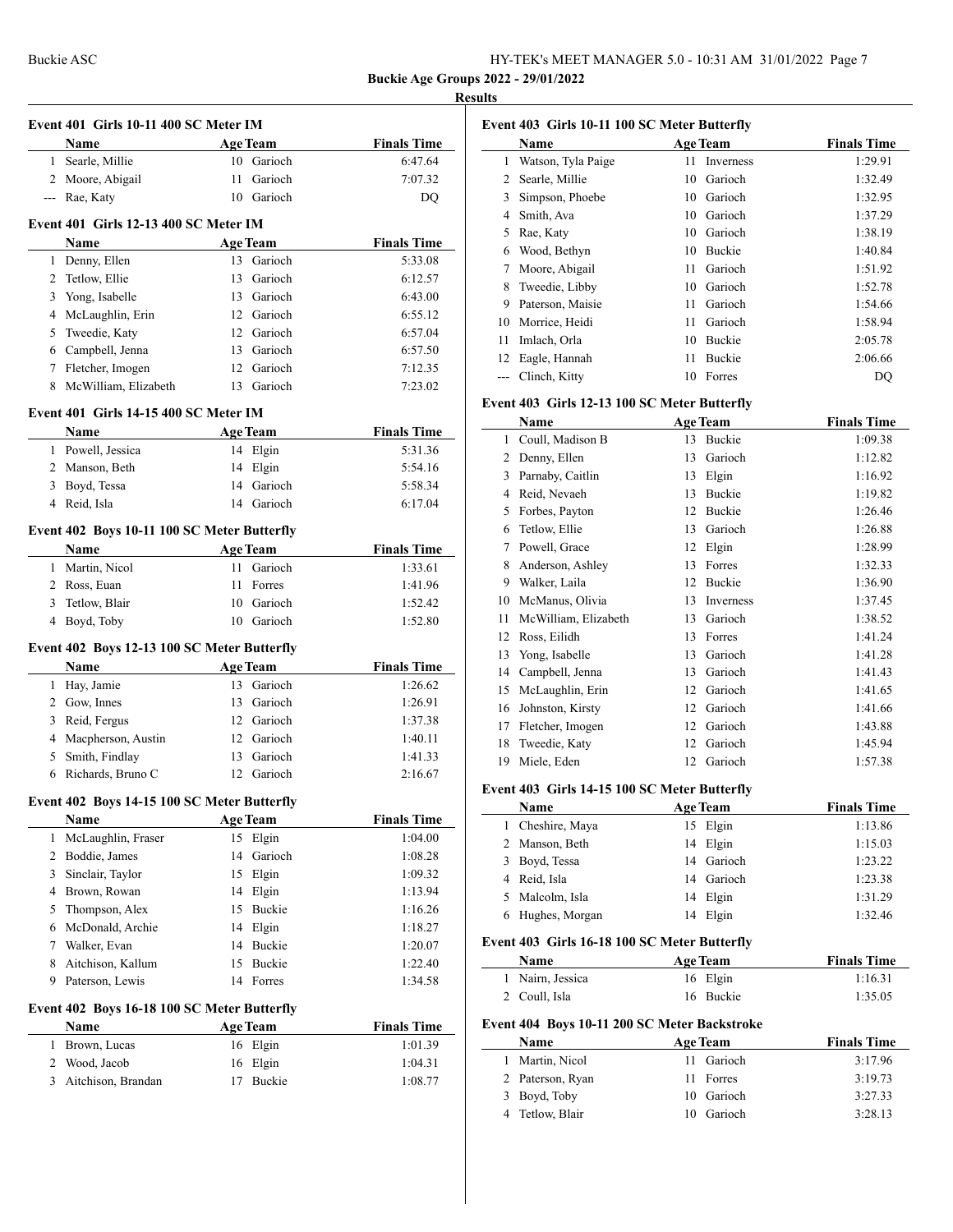**Buckie Age Groups 2022 - 29/01/2022**

**Results**

### Event 401 Girls 10-11 400 SC Meter IM

| | Name | Age | Team | Finals Time |
|---|---|---|---|---|
| 1 | Searle, Millie | 10 | Garioch | 6:47.64 |
| 2 | Moore, Abigail | 11 | Garioch | 7:07.32 |
| --- | Rae, Katy | 10 | Garioch | DQ |

### Event 401 Girls 12-13 400 SC Meter IM

| | Name | Age | Team | Finals Time |
|---|---|---|---|---|
| 1 | Denny, Ellen | 13 | Garioch | 5:33.08 |
| 2 | Tetlow, Ellie | 13 | Garioch | 6:12.57 |
| 3 | Yong, Isabelle | 13 | Garioch | 6:43.00 |
| 4 | McLaughlin, Erin | 12 | Garioch | 6:55.12 |
| 5 | Tweedie, Katy | 12 | Garioch | 6:57.04 |
| 6 | Campbell, Jenna | 13 | Garioch | 6:57.50 |
| 7 | Fletcher, Imogen | 12 | Garioch | 7:12.35 |
| 8 | McWilliam, Elizabeth | 13 | Garioch | 7:23.02 |

### Event 401 Girls 14-15 400 SC Meter IM

| | Name | Age | Team | Finals Time |
|---|---|---|---|---|
| 1 | Powell, Jessica | 14 | Elgin | 5:31.36 |
| 2 | Manson, Beth | 14 | Elgin | 5:54.16 |
| 3 | Boyd, Tessa | 14 | Garioch | 5:58.34 |
| 4 | Reid, Isla | 14 | Garioch | 6:17.04 |

### Event 402 Boys 10-11 100 SC Meter Butterfly

| | Name | Age | Team | Finals Time |
|---|---|---|---|---|
| 1 | Martin, Nicol | 11 | Garioch | 1:33.61 |
| 2 | Ross, Euan | 11 | Forres | 1:41.96 |
| 3 | Tetlow, Blair | 10 | Garioch | 1:52.42 |
| 4 | Boyd, Toby | 10 | Garioch | 1:52.80 |

### Event 402 Boys 12-13 100 SC Meter Butterfly

| | Name | Age | Team | Finals Time |
|---|---|---|---|---|
| 1 | Hay, Jamie | 13 | Garioch | 1:26.62 |
| 2 | Gow, Innes | 13 | Garioch | 1:26.91 |
| 3 | Reid, Fergus | 12 | Garioch | 1:37.38 |
| 4 | Macpherson, Austin | 12 | Garioch | 1:40.11 |
| 5 | Smith, Findlay | 13 | Garioch | 1:41.33 |
| 6 | Richards, Bruno C | 12 | Garioch | 2:16.67 |

### Event 402 Boys 14-15 100 SC Meter Butterfly

| | Name | Age | Team | Finals Time |
|---|---|---|---|---|
| 1 | McLaughlin, Fraser | 15 | Elgin | 1:04.00 |
| 2 | Boddie, James | 14 | Garioch | 1:08.28 |
| 3 | Sinclair, Taylor | 15 | Elgin | 1:09.32 |
| 4 | Brown, Rowan | 14 | Elgin | 1:13.94 |
| 5 | Thompson, Alex | 15 | Buckie | 1:16.26 |
| 6 | McDonald, Archie | 14 | Elgin | 1:18.27 |
| 7 | Walker, Evan | 14 | Buckie | 1:20.07 |
| 8 | Aitchison, Kallum | 15 | Buckie | 1:22.40 |
| 9 | Paterson, Lewis | 14 | Forres | 1:34.58 |

### Event 402 Boys 16-18 100 SC Meter Butterfly

| | Name | Age | Team | Finals Time |
|---|---|---|---|---|
| 1 | Brown, Lucas | 16 | Elgin | 1:01.39 |
| 2 | Wood, Jacob | 16 | Elgin | 1:04.31 |
| 3 | Aitchison, Brandan | 17 | Buckie | 1:08.77 |

### Event 403 Girls 10-11 100 SC Meter Butterfly

| | Name | Age | Team | Finals Time |
|---|---|---|---|---|
| 1 | Watson, Tyla Paige | 11 | Inverness | 1:29.91 |
| 2 | Searle, Millie | 10 | Garioch | 1:32.49 |
| 3 | Simpson, Phoebe | 10 | Garioch | 1:32.95 |
| 4 | Smith, Ava | 10 | Garioch | 1:37.29 |
| 5 | Rae, Katy | 10 | Garioch | 1:38.19 |
| 6 | Wood, Bethyn | 10 | Buckie | 1:40.84 |
| 7 | Moore, Abigail | 11 | Garioch | 1:51.92 |
| 8 | Tweedie, Libby | 10 | Garioch | 1:52.78 |
| 9 | Paterson, Maisie | 11 | Garioch | 1:54.66 |
| 10 | Morrice, Heidi | 11 | Garioch | 1:58.94 |
| 11 | Imlach, Orla | 10 | Buckie | 2:05.78 |
| 12 | Eagle, Hannah | 11 | Buckie | 2:06.66 |
| --- | Clinch, Kitty | 10 | Forres | DQ |

### Event 403 Girls 12-13 100 SC Meter Butterfly

| | Name | Age | Team | Finals Time |
|---|---|---|---|---|
| 1 | Coull, Madison B | 13 | Buckie | 1:09.38 |
| 2 | Denny, Ellen | 13 | Garioch | 1:12.82 |
| 3 | Parnaby, Caitlin | 13 | Elgin | 1:16.92 |
| 4 | Reid, Nevaeh | 13 | Buckie | 1:19.82 |
| 5 | Forbes, Payton | 12 | Buckie | 1:26.46 |
| 6 | Tetlow, Ellie | 13 | Garioch | 1:26.88 |
| 7 | Powell, Grace | 12 | Elgin | 1:28.99 |
| 8 | Anderson, Ashley | 13 | Forres | 1:32.33 |
| 9 | Walker, Laila | 12 | Buckie | 1:36.90 |
| 10 | McManus, Olivia | 13 | Inverness | 1:37.45 |
| 11 | McWilliam, Elizabeth | 13 | Garioch | 1:38.52 |
| 12 | Ross, Eilidh | 13 | Forres | 1:41.24 |
| 13 | Yong, Isabelle | 13 | Garioch | 1:41.28 |
| 14 | Campbell, Jenna | 13 | Garioch | 1:41.43 |
| 15 | McLaughlin, Erin | 12 | Garioch | 1:41.65 |
| 16 | Johnston, Kirsty | 12 | Garioch | 1:41.66 |
| 17 | Fletcher, Imogen | 12 | Garioch | 1:43.88 |
| 18 | Tweedie, Katy | 12 | Garioch | 1:45.94 |
| 19 | Miele, Eden | 12 | Garioch | 1:57.38 |

### Event 403 Girls 14-15 100 SC Meter Butterfly

| | Name | Age | Team | Finals Time |
|---|---|---|---|---|
| 1 | Cheshire, Maya | 15 | Elgin | 1:13.86 |
| 2 | Manson, Beth | 14 | Elgin | 1:15.03 |
| 3 | Boyd, Tessa | 14 | Garioch | 1:23.22 |
| 4 | Reid, Isla | 14 | Garioch | 1:23.38 |
| 5 | Malcolm, Isla | 14 | Elgin | 1:31.29 |
| 6 | Hughes, Morgan | 14 | Elgin | 1:32.46 |

### Event 403 Girls 16-18 100 SC Meter Butterfly

| | Name | Age | Team | Finals Time |
|---|---|---|---|---|
| 1 | Nairn, Jessica | 16 | Elgin | 1:16.31 |
| 2 | Coull, Isla | 16 | Buckie | 1:35.05 |

### Event 404 Boys 10-11 200 SC Meter Backstroke

| | Name | Age | Team | Finals Time |
|---|---|---|---|---|
| 1 | Martin, Nicol | 11 | Garioch | 3:17.96 |
| 2 | Paterson, Ryan | 11 | Forres | 3:19.73 |
| 3 | Boyd, Toby | 10 | Garioch | 3:27.33 |
| 4 | Tetlow, Blair | 10 | Garioch | 3:28.13 |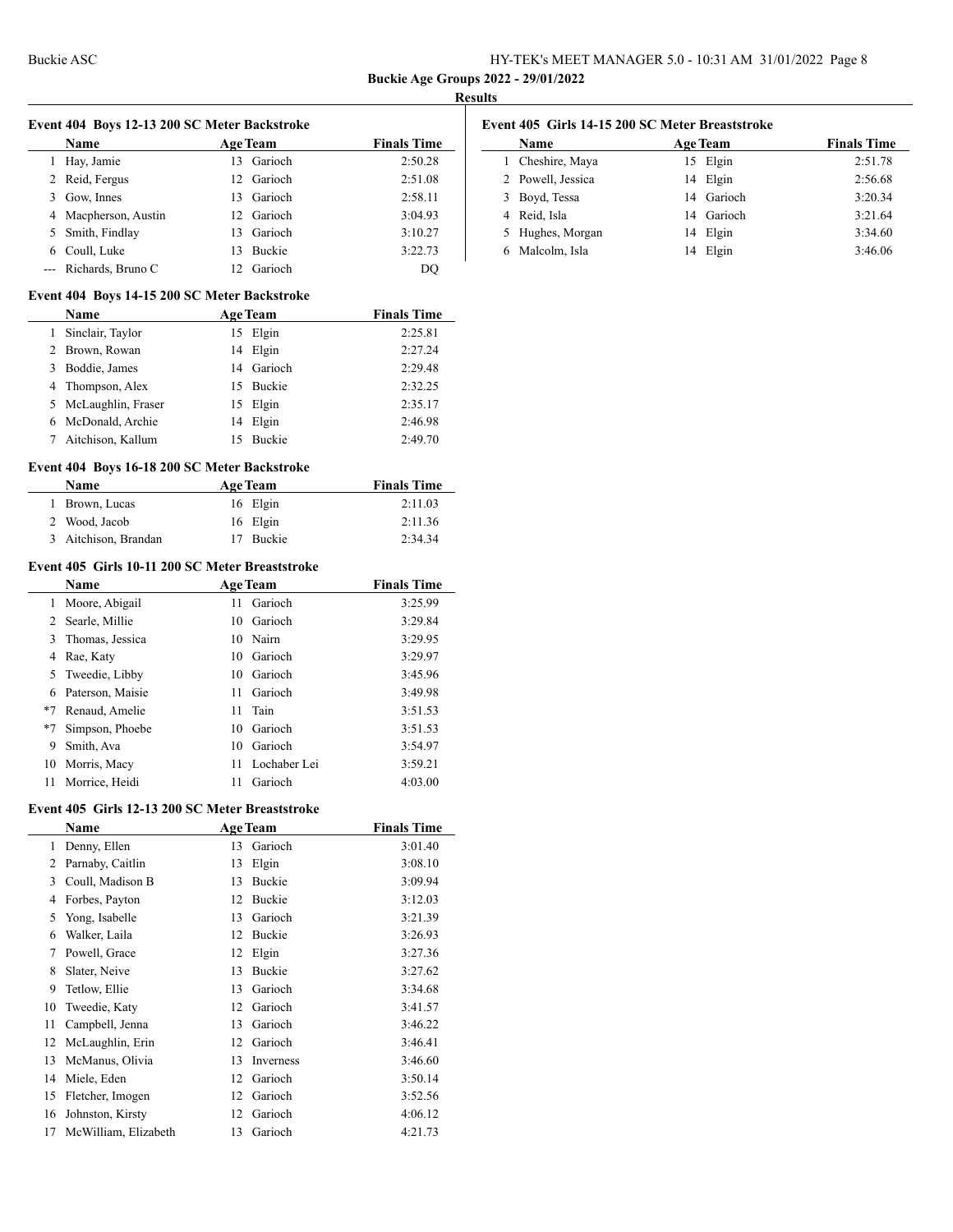**Buckie Age Groups 2022 - 29/01/2022**

**Results**

### Event 404 Boys 12-13 200 SC Meter Backstroke

| | Name | Age | Team | Finals Time |
|---|---|---|---|---|
| 1 | Hay, Jamie | 13 | Garioch | 2:50.28 |
| 2 | Reid, Fergus | 12 | Garioch | 2:51.08 |
| 3 | Gow, Innes | 13 | Garioch | 2:58.11 |
| 4 | Macpherson, Austin | 12 | Garioch | 3:04.93 |
| 5 | Smith, Findlay | 13 | Garioch | 3:10.27 |
| 6 | Coull, Luke | 13 | Buckie | 3:22.73 |
| --- | Richards, Bruno C | 12 | Garioch | DQ |

### Event 404 Boys 14-15 200 SC Meter Backstroke

| | Name | Age | Team | Finals Time |
|---|---|---|---|---|
| 1 | Sinclair, Taylor | 15 | Elgin | 2:25.81 |
| 2 | Brown, Rowan | 14 | Elgin | 2:27.24 |
| 3 | Boddie, James | 14 | Garioch | 2:29.48 |
| 4 | Thompson, Alex | 15 | Buckie | 2:32.25 |
| 5 | McLaughlin, Fraser | 15 | Elgin | 2:35.17 |
| 6 | McDonald, Archie | 14 | Elgin | 2:46.98 |
| 7 | Aitchison, Kallum | 15 | Buckie | 2:49.70 |

### Event 404 Boys 16-18 200 SC Meter Backstroke

| | Name | Age | Team | Finals Time |
|---|---|---|---|---|
| 1 | Brown, Lucas | 16 | Elgin | 2:11.03 |
| 2 | Wood, Jacob | 16 | Elgin | 2:11.36 |
| 3 | Aitchison, Brandan | 17 | Buckie | 2:34.34 |

### Event 405 Girls 10-11 200 SC Meter Breaststroke

| | Name | Age | Team | Finals Time |
|---|---|---|---|---|
| 1 | Moore, Abigail | 11 | Garioch | 3:25.99 |
| 2 | Searle, Millie | 10 | Garioch | 3:29.84 |
| 3 | Thomas, Jessica | 10 | Nairn | 3:29.95 |
| 4 | Rae, Katy | 10 | Garioch | 3:29.97 |
| 5 | Tweedie, Libby | 10 | Garioch | 3:45.96 |
| 6 | Paterson, Maisie | 11 | Garioch | 3:49.98 |
| *7 | Renaud, Amelie | 11 | Tain | 3:51.53 |
| *7 | Simpson, Phoebe | 10 | Garioch | 3:51.53 |
| 9 | Smith, Ava | 10 | Garioch | 3:54.97 |
| 10 | Morris, Macy | 11 | Lochaber Lei | 3:59.21 |
| 11 | Morrice, Heidi | 11 | Garioch | 4:03.00 |

### Event 405 Girls 12-13 200 SC Meter Breaststroke

| | Name | Age | Team | Finals Time |
|---|---|---|---|---|
| 1 | Denny, Ellen | 13 | Garioch | 3:01.40 |
| 2 | Parnaby, Caitlin | 13 | Elgin | 3:08.10 |
| 3 | Coull, Madison B | 13 | Buckie | 3:09.94 |
| 4 | Forbes, Payton | 12 | Buckie | 3:12.03 |
| 5 | Yong, Isabelle | 13 | Garioch | 3:21.39 |
| 6 | Walker, Laila | 12 | Buckie | 3:26.93 |
| 7 | Powell, Grace | 12 | Elgin | 3:27.36 |
| 8 | Slater, Neive | 13 | Buckie | 3:27.62 |
| 9 | Tetlow, Ellie | 13 | Garioch | 3:34.68 |
| 10 | Tweedie, Katy | 12 | Garioch | 3:41.57 |
| 11 | Campbell, Jenna | 13 | Garioch | 3:46.22 |
| 12 | McLaughlin, Erin | 12 | Garioch | 3:46.41 |
| 13 | McManus, Olivia | 13 | Inverness | 3:46.60 |
| 14 | Miele, Eden | 12 | Garioch | 3:50.14 |
| 15 | Fletcher, Imogen | 12 | Garioch | 3:52.56 |
| 16 | Johnston, Kirsty | 12 | Garioch | 4:06.12 |
| 17 | McWilliam, Elizabeth | 13 | Garioch | 4:21.73 |

### Event 405 Girls 14-15 200 SC Meter Breaststroke

| | Name | Age | Team | Finals Time |
|---|---|---|---|---|
| 1 | Cheshire, Maya | 15 | Elgin | 2:51.78 |
| 2 | Powell, Jessica | 14 | Elgin | 2:56.68 |
| 3 | Boyd, Tessa | 14 | Garioch | 3:20.34 |
| 4 | Reid, Isla | 14 | Garioch | 3:21.64 |
| 5 | Hughes, Morgan | 14 | Elgin | 3:34.60 |
| 6 | Malcolm, Isla | 14 | Elgin | 3:46.06 |